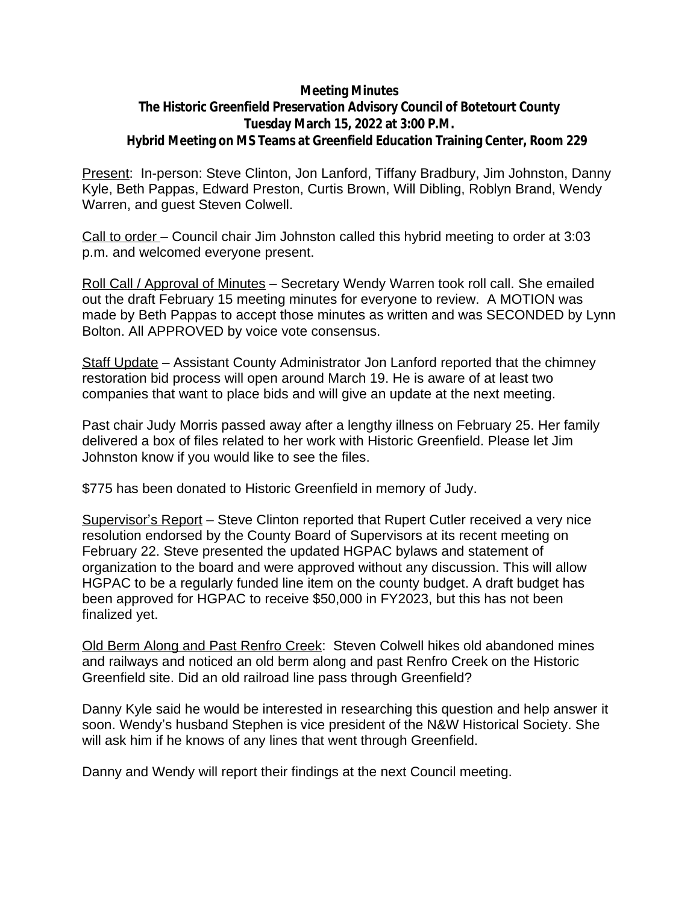**Meeting Minutes**
**The Historic Greenfield Preservation Advisory Council of Botetourt County**
**Tuesday March 15, 2022 at 3:00 P.M.**
**Hybrid Meeting on MS Teams at Greenfield Education Training Center, Room 229**

Present: In-person: Steve Clinton, Jon Lanford, Tiffany Bradbury, Jim Johnston, Danny Kyle, Beth Pappas, Edward Preston, Curtis Brown, Will Dibling, Roblyn Brand, Wendy Warren, and guest Steven Colwell.

Call to order – Council chair Jim Johnston called this hybrid meeting to order at 3:03 p.m. and welcomed everyone present.

Roll Call / Approval of Minutes – Secretary Wendy Warren took roll call. She emailed out the draft February 15 meeting minutes for everyone to review. A MOTION was made by Beth Pappas to accept those minutes as written and was SECONDED by Lynn Bolton. All APPROVED by voice vote consensus.

Staff Update – Assistant County Administrator Jon Lanford reported that the chimney restoration bid process will open around March 19. He is aware of at least two companies that want to place bids and will give an update at the next meeting.

Past chair Judy Morris passed away after a lengthy illness on February 25. Her family delivered a box of files related to her work with Historic Greenfield. Please let Jim Johnston know if you would like to see the files.

$775 has been donated to Historic Greenfield in memory of Judy.

Supervisor's Report – Steve Clinton reported that Rupert Cutler received a very nice resolution endorsed by the County Board of Supervisors at its recent meeting on February 22. Steve presented the updated HGPAC bylaws and statement of organization to the board and were approved without any discussion. This will allow HGPAC to be a regularly funded line item on the county budget. A draft budget has been approved for HGPAC to receive $50,000 in FY2023, but this has not been finalized yet.

Old Berm Along and Past Renfro Creek: Steven Colwell hikes old abandoned mines and railways and noticed an old berm along and past Renfro Creek on the Historic Greenfield site. Did an old railroad line pass through Greenfield?

Danny Kyle said he would be interested in researching this question and help answer it soon. Wendy's husband Stephen is vice president of the N&W Historical Society. She will ask him if he knows of any lines that went through Greenfield.

Danny and Wendy will report their findings at the next Council meeting.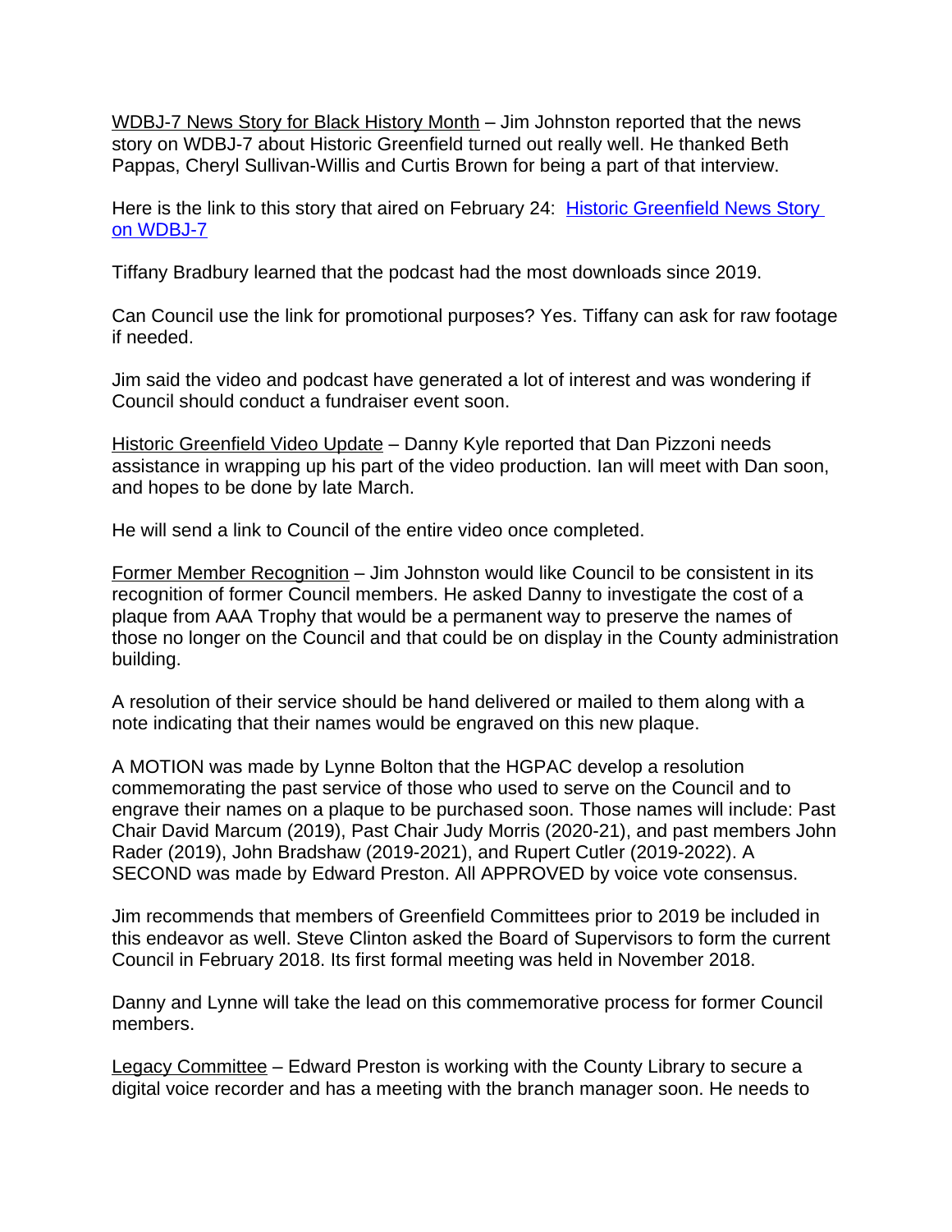<u>WDBJ-7 News Story for Black History Month</u> – Jim Johnston reported that the news story on WDBJ-7 about Historic Greenfield turned out really well. He thanked Beth Pappas, Cheryl Sullivan-Willis and Curtis Brown for being a part of that interview.

Here is the link to this story that aired on February 24: [Historic Greenfield News Story on WDBJ-7]

Tiffany Bradbury learned that the podcast had the most downloads since 2019.

Can Council use the link for promotional purposes? Yes. Tiffany can ask for raw footage if needed.

Jim said the video and podcast have generated a lot of interest and was wondering if Council should conduct a fundraiser event soon.

<u>Historic Greenfield Video Update</u> – Danny Kyle reported that Dan Pizzoni needs assistance in wrapping up his part of the video production. Ian will meet with Dan soon, and hopes to be done by late March.

He will send a link to Council of the entire video once completed.

<u>Former Member Recognition</u> – Jim Johnston would like Council to be consistent in its recognition of former Council members. He asked Danny to investigate the cost of a plaque from AAA Trophy that would be a permanent way to preserve the names of those no longer on the Council and that could be on display in the County administration building.

A resolution of their service should be hand delivered or mailed to them along with a note indicating that their names would be engraved on this new plaque.

A MOTION was made by Lynne Bolton that the HGPAC develop a resolution commemorating the past service of those who used to serve on the Council and to engrave their names on a plaque to be purchased soon. Those names will include: Past Chair David Marcum (2019), Past Chair Judy Morris (2020-21), and past members John Rader (2019), John Bradshaw (2019-2021), and Rupert Cutler (2019-2022). A SECOND was made by Edward Preston. All APPROVED by voice vote consensus.

Jim recommends that members of Greenfield Committees prior to 2019 be included in this endeavor as well. Steve Clinton asked the Board of Supervisors to form the current Council in February 2018. Its first formal meeting was held in November 2018.

Danny and Lynne will take the lead on this commemorative process for former Council members.

<u>Legacy Committee</u> – Edward Preston is working with the County Library to secure a digital voice recorder and has a meeting with the branch manager soon. He needs to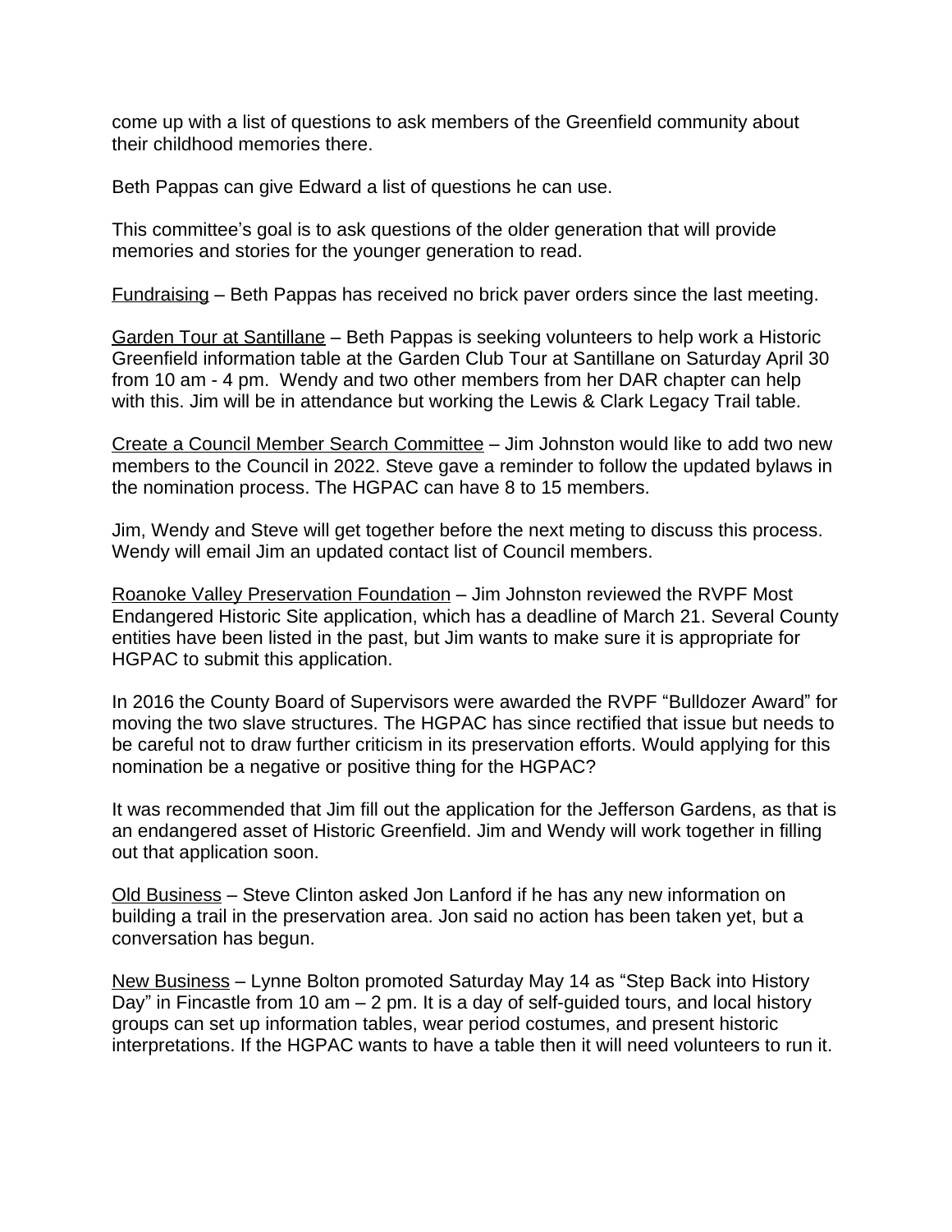come up with a list of questions to ask members of the Greenfield community about their childhood memories there.

Beth Pappas can give Edward a list of questions he can use.

This committee's goal is to ask questions of the older generation that will provide memories and stories for the younger generation to read.

<u>Fundraising</u> – Beth Pappas has received no brick paver orders since the last meeting.

<u>Garden Tour at Santillane</u> – Beth Pappas is seeking volunteers to help work a Historic Greenfield information table at the Garden Club Tour at Santillane on Saturday April 30 from 10 am - 4 pm. Wendy and two other members from her DAR chapter can help with this. Jim will be in attendance but working the Lewis & Clark Legacy Trail table.

<u>Create a Council Member Search Committee</u> – Jim Johnston would like to add two new members to the Council in 2022. Steve gave a reminder to follow the updated bylaws in the nomination process. The HGPAC can have 8 to 15 members.

Jim, Wendy and Steve will get together before the next meting to discuss this process. Wendy will email Jim an updated contact list of Council members.

<u>Roanoke Valley Preservation Foundation</u> – Jim Johnston reviewed the RVPF Most Endangered Historic Site application, which has a deadline of March 21. Several County entities have been listed in the past, but Jim wants to make sure it is appropriate for HGPAC to submit this application.

In 2016 the County Board of Supervisors were awarded the RVPF "Bulldozer Award" for moving the two slave structures. The HGPAC has since rectified that issue but needs to be careful not to draw further criticism in its preservation efforts. Would applying for this nomination be a negative or positive thing for the HGPAC?

It was recommended that Jim fill out the application for the Jefferson Gardens, as that is an endangered asset of Historic Greenfield. Jim and Wendy will work together in filling out that application soon.

<u>Old Business</u> – Steve Clinton asked Jon Lanford if he has any new information on building a trail in the preservation area. Jon said no action has been taken yet, but a conversation has begun.

<u>New Business</u> – Lynne Bolton promoted Saturday May 14 as "Step Back into History Day" in Fincastle from 10 am – 2 pm. It is a day of self-guided tours, and local history groups can set up information tables, wear period costumes, and present historic interpretations. If the HGPAC wants to have a table then it will need volunteers to run it.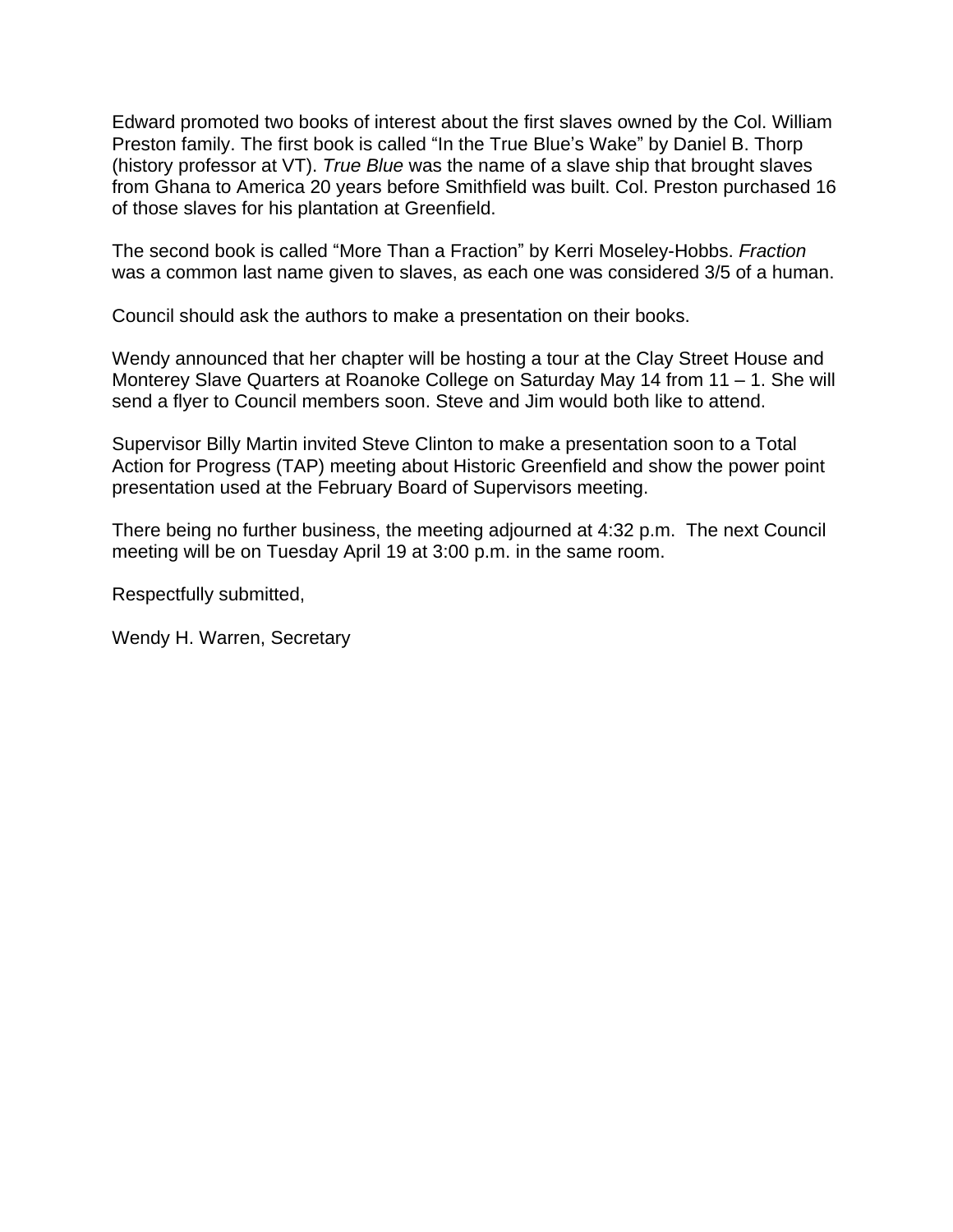Edward promoted two books of interest about the first slaves owned by the Col. William Preston family. The first book is called "In the True Blue's Wake" by Daniel B. Thorp (history professor at VT). *True Blue* was the name of a slave ship that brought slaves from Ghana to America 20 years before Smithfield was built. Col. Preston purchased 16 of those slaves for his plantation at Greenfield.

The second book is called "More Than a Fraction" by Kerri Moseley-Hobbs. *Fraction* was a common last name given to slaves, as each one was considered 3/5 of a human.

Council should ask the authors to make a presentation on their books.

Wendy announced that her chapter will be hosting a tour at the Clay Street House and Monterey Slave Quarters at Roanoke College on Saturday May 14 from 11 – 1. She will send a flyer to Council members soon. Steve and Jim would both like to attend.

Supervisor Billy Martin invited Steve Clinton to make a presentation soon to a Total Action for Progress (TAP) meeting about Historic Greenfield and show the power point presentation used at the February Board of Supervisors meeting.

There being no further business, the meeting adjourned at 4:32 p.m. The next Council meeting will be on Tuesday April 19 at 3:00 p.m. in the same room.

Respectfully submitted,

Wendy H. Warren, Secretary